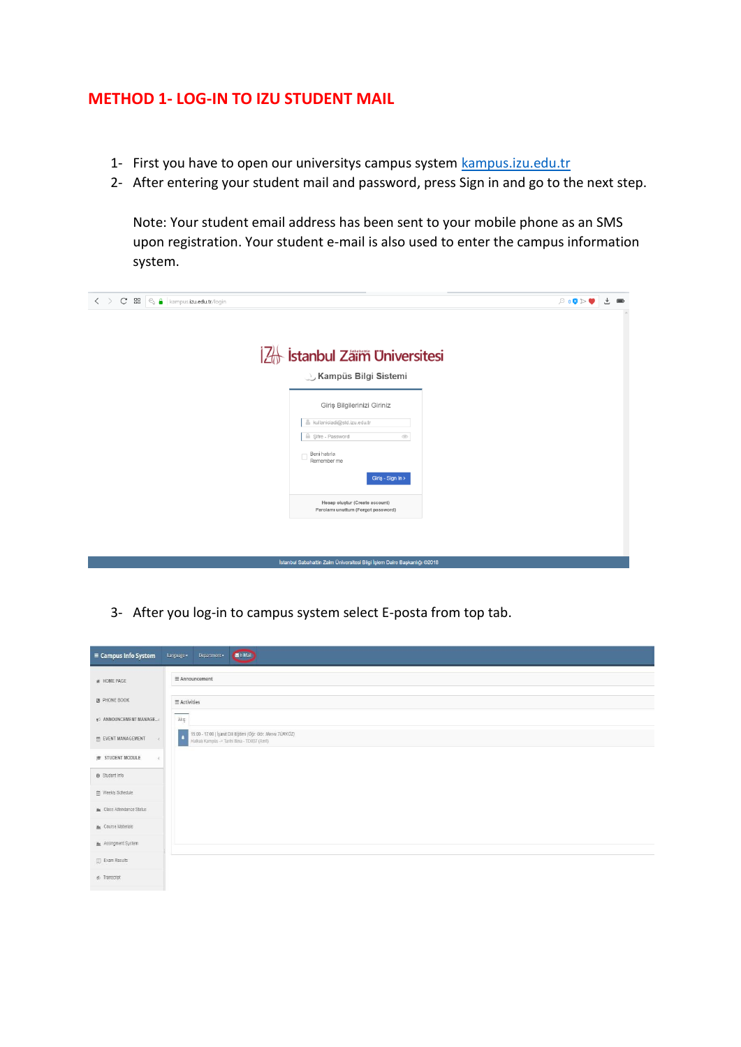# METHOD 1- LOG-IN TO IZU STUDENT MAIL

1- First you have to open our universitys campus system [kampus.izu.edu.tr](kampus.izu.edu.tr)

2- After entering your student mail and password, press Sign in and go to the next step.

   Note: Your student email address has been sent to your mobile phone as an SMS upon registration. Your student e-mail is also used to enter the campus information system.

3- After you log-in to campus system select E-posta from top tab.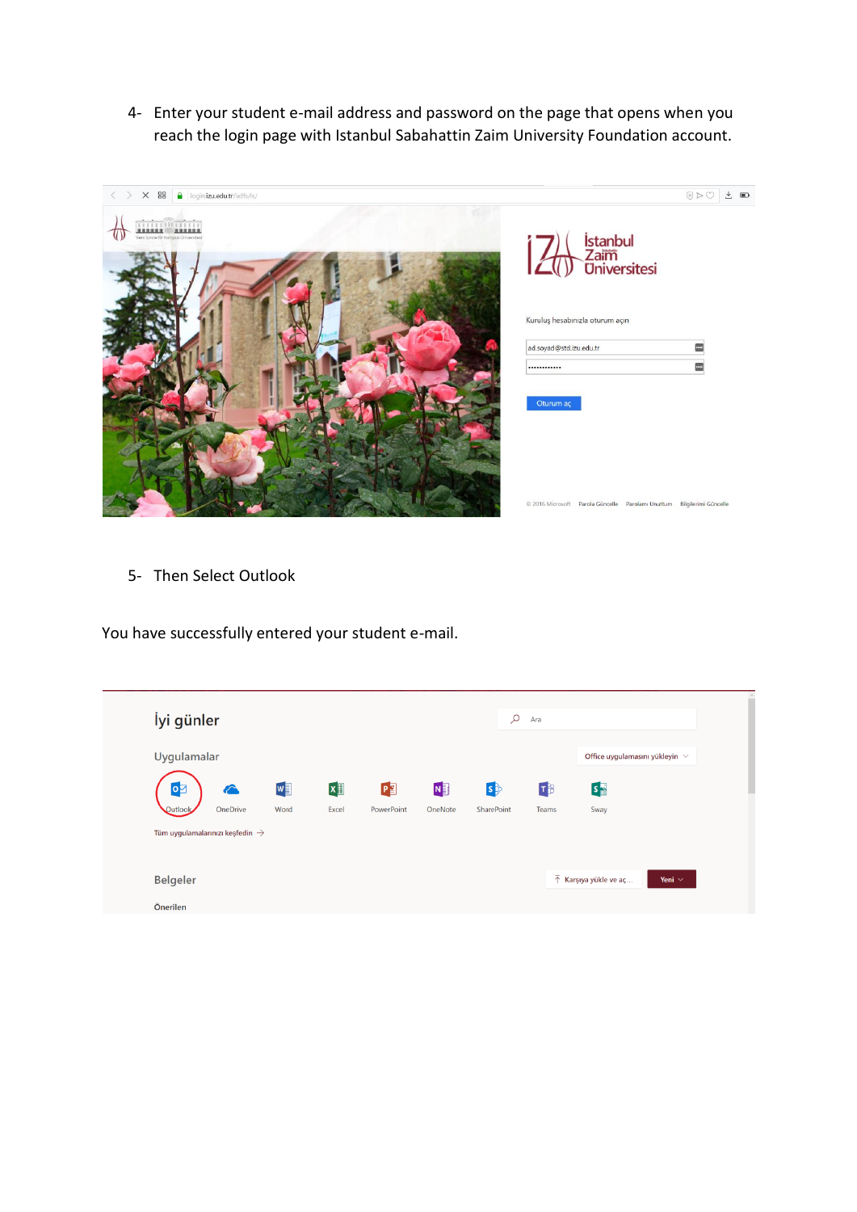4- Enter your student e-mail address and password on the page that opens when you reach the login page with Istanbul Sabahattin Zaim University Foundation account.

5- Then Select Outlook

You have successfully entered your student e-mail.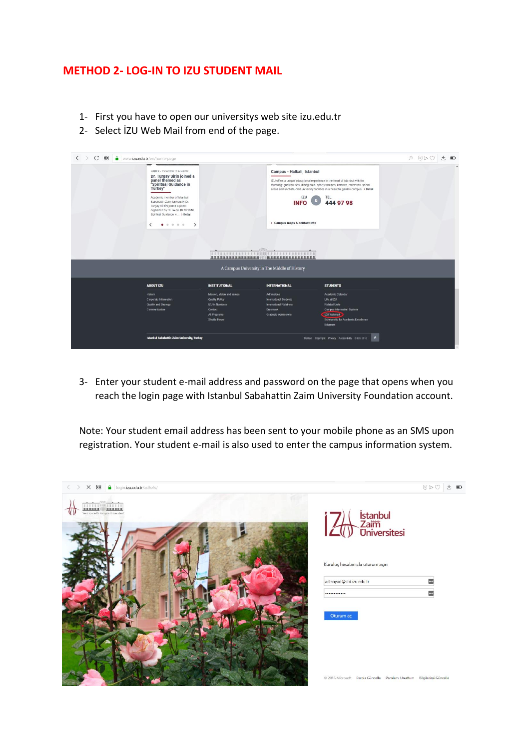## METHOD 2- LOG-IN TO IZU STUDENT MAIL

1- First you have to open our universitys web site izu.edu.tr
2- Select İZU Web Mail from end of the page.

3- Enter your student e-mail address and password on the page that opens when you reach the login page with Istanbul Sabahattin Zaim University Foundation account.

Note: Your student email address has been sent to your mobile phone as an SMS upon registration. Your student e-mail is also used to enter the campus information system.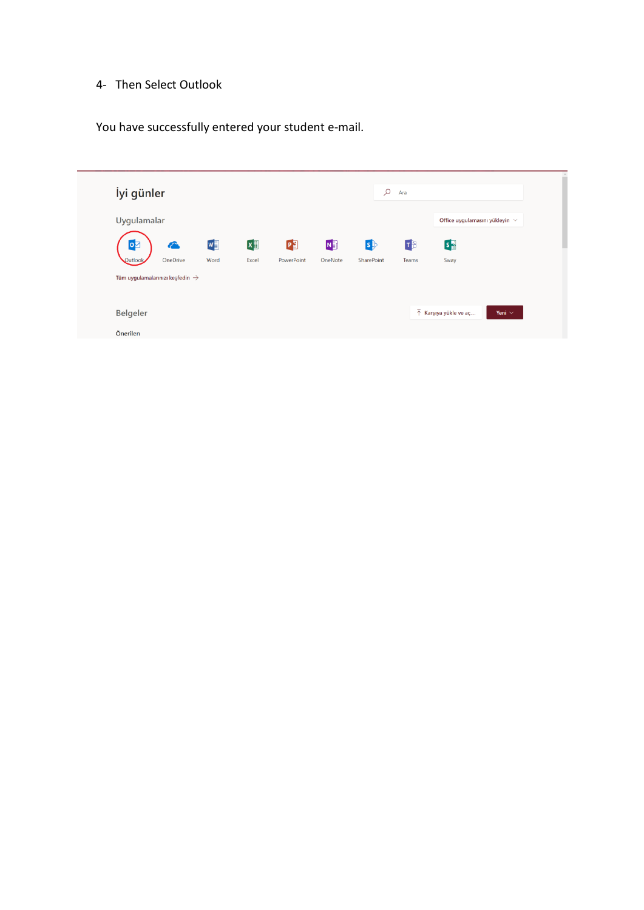4- Then Select Outlook

You have successfully entered your student e-mail.

İyi günler

Ara

Uygulamalar

Office uygulamasını yükleyin

Outlook OneDrive Word Excel PowerPoint OneNote SharePoint Teams Sway

Tüm uygulamalarınızı keşfedin →

Belgeler

Karşıya yükle ve aç...

Yeni

Önerilen